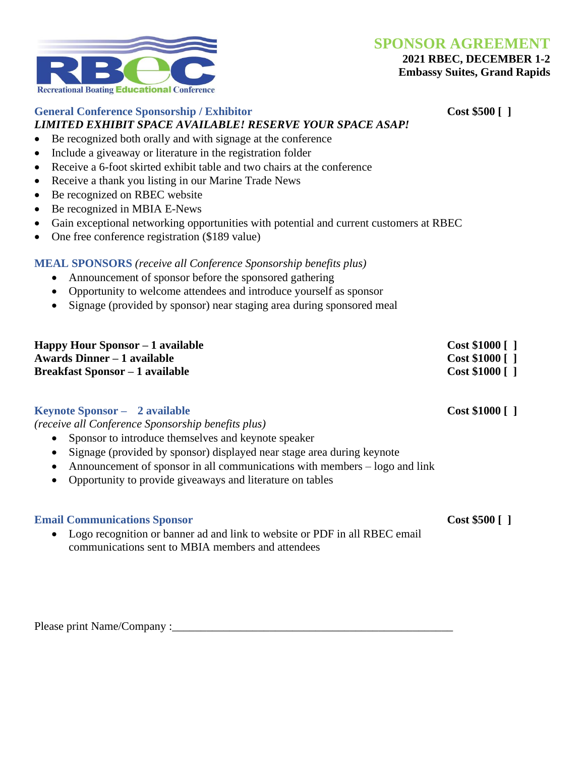RBeC
Recreational Boating Educational Conference

# SPONSOR AGREEMENT

**2021 RBEC, DECEMBER 1-2**
**Embassy Suites, Grand Rapids**

## General Conference Sponsorship / Exhibitor — **Cost $500 [ ]**

***LIMITED EXHIBIT SPACE AVAILABLE! RESERVE YOUR SPACE ASAP!***

- Be recognized both orally and with signage at the conference
- Include a giveaway or literature in the registration folder
- Receive a 6-foot skirted exhibit table and two chairs at the conference
- Receive a thank you listing in our Marine Trade News
- Be recognized on RBEC website
- Be recognized in MBIA E-News
- Gain exceptional networking opportunities with potential and current customers at RBEC
- One free conference registration ($189 value)

## MEAL SPONSORS *(receive all Conference Sponsorship benefits plus)*

- Announcement of sponsor before the sponsored gathering
- Opportunity to welcome attendees and introduce yourself as sponsor
- Signage (provided by sponsor) near staging area during sponsored meal

**Happy Hour Sponsor – 1 available** — **Cost $1000 [ ]**
**Awards Dinner – 1 available** — **Cost $1000 [ ]**
**Breakfast Sponsor – 1 available** — **Cost $1000 [ ]**

## Keynote Sponsor – 2 available — **Cost $1000 [ ]**

*(receive all Conference Sponsorship benefits plus)*

- Sponsor to introduce themselves and keynote speaker
- Signage (provided by sponsor) displayed near stage area during keynote
- Announcement of sponsor in all communications with members – logo and link
- Opportunity to provide giveaways and literature on tables

## Email Communications Sponsor — **Cost $500 [ ]**

- Logo recognition or banner ad and link to website or PDF in all RBEC email communications sent to MBIA members and attendees

Please print Name/Company :___________________________________________________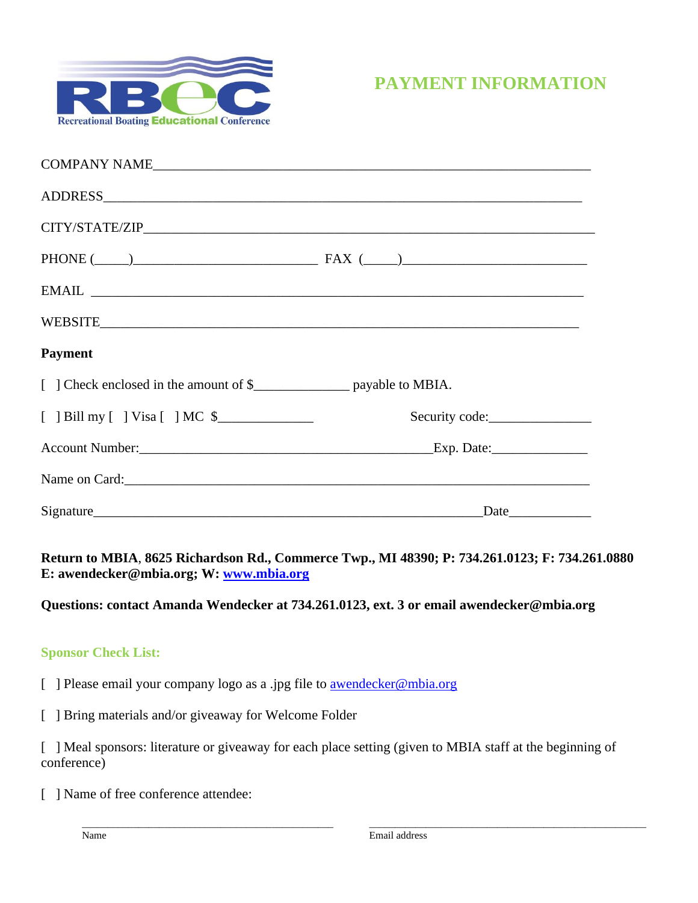RBeC

Recreational Boating Educational Conference

# PAYMENT INFORMATION

COMPANY NAME_______________________________________________________________

ADDRESS____________________________________________________________________

CITY/STATE/ZIP______________________________________________________________

PHONE (_____)__________________________ FAX (_____)__________________________

EMAIL ______________________________________________________________________

WEBSITE____________________________________________________________________

**Payment**

[ ] Check enclosed in the amount of $______________ payable to MBIA.

[ ] Bill my [ ] Visa [ ] MC $______________ Security code:_______________

Account Number:____________________________________________Exp. Date:______________

Name on Card:_______________________________________________________________

Signature___________________________________________________________Date____________

**Return to MBIA, 8625 Richardson Rd., Commerce Twp., MI 48390; P: 734.261.0123; F: 734.261.0880 E: awendecker@mbia.org; W: www.mbia.org**

**Questions: contact Amanda Wendecker at 734.261.0123, ext. 3 or email awendecker@mbia.org**

## Sponsor Check List:

[ ] Please email your company logo as a .jpg file to awendecker@mbia.org

[ ] Bring materials and/or giveaway for Welcome Folder

[ ] Meal sponsors: literature or giveaway for each place setting (given to MBIA staff at the beginning of conference)

[ ] Name of free conference attendee:

___________________________________________ ___________________________________________
Name Email address